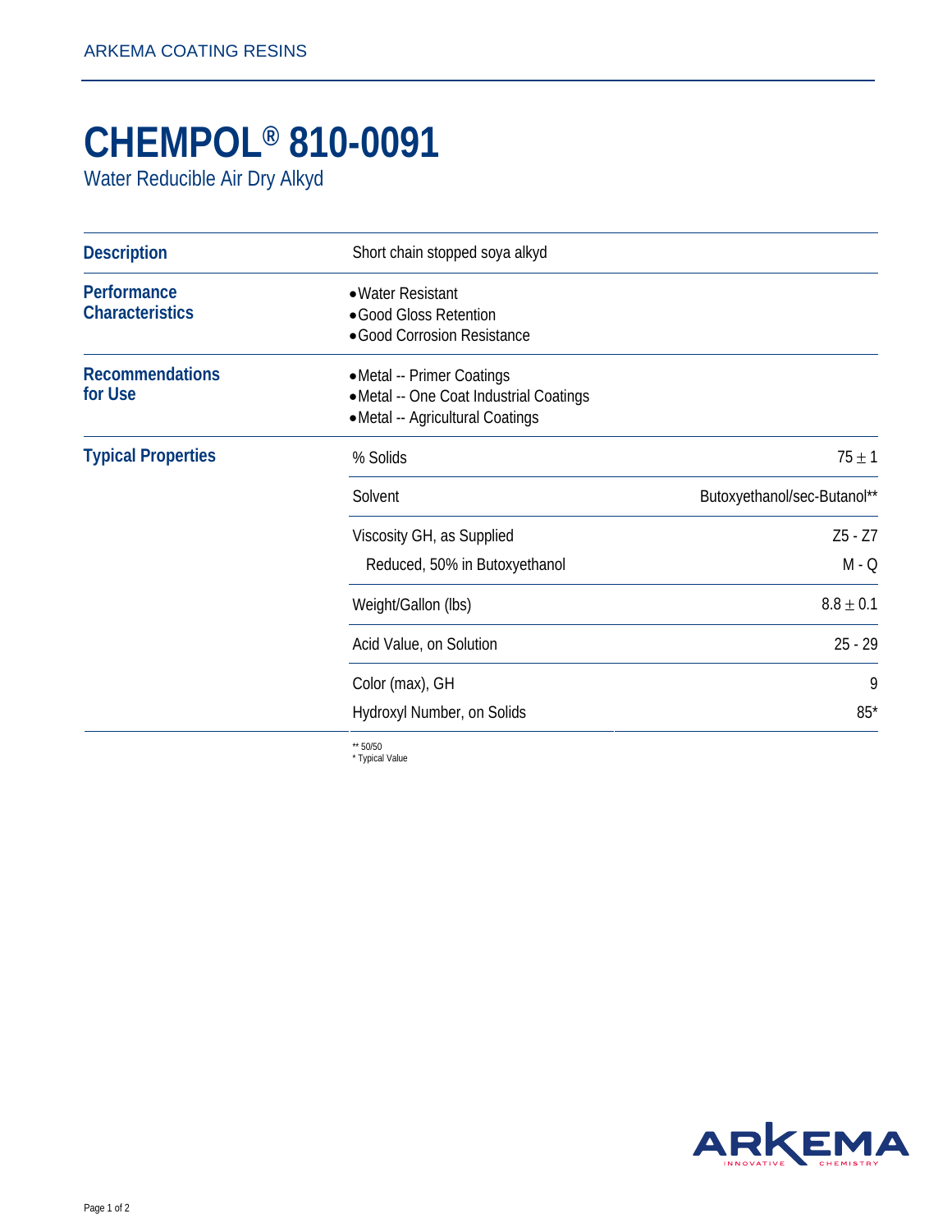# CHEMPOL® 810-0091

Water Reducible Air Dry Alkyd

## Description

Short chain stopped soya alkyd

## Performance Characteristics

- Water Resistant
- Good Gloss Retention
- Good Corrosion Resistance

## Recommendations for Use

- Metal -- Primer Coatings
- Metal -- One Coat Industrial Coatings
- Metal -- Agricultural Coatings

## Typical Properties

| Property | Value |
| --- | --- |
| % Solids | $75 \pm 1$ |
| Solvent | Butoxyethanol/sec-Butanol** |
| Viscosity GH, as Supplied | Z5 - Z7 |
| Reduced, 50% in Butoxyethanol | M - Q |
| Weight/Gallon (lbs) | $8.8 \pm 0.1$ |
| Acid Value, on Solution | 25 - 29 |
| Color (max), GH | 9 |
| Hydroxyl Number, on Solids | 85* |

** 50/50
* Typical Value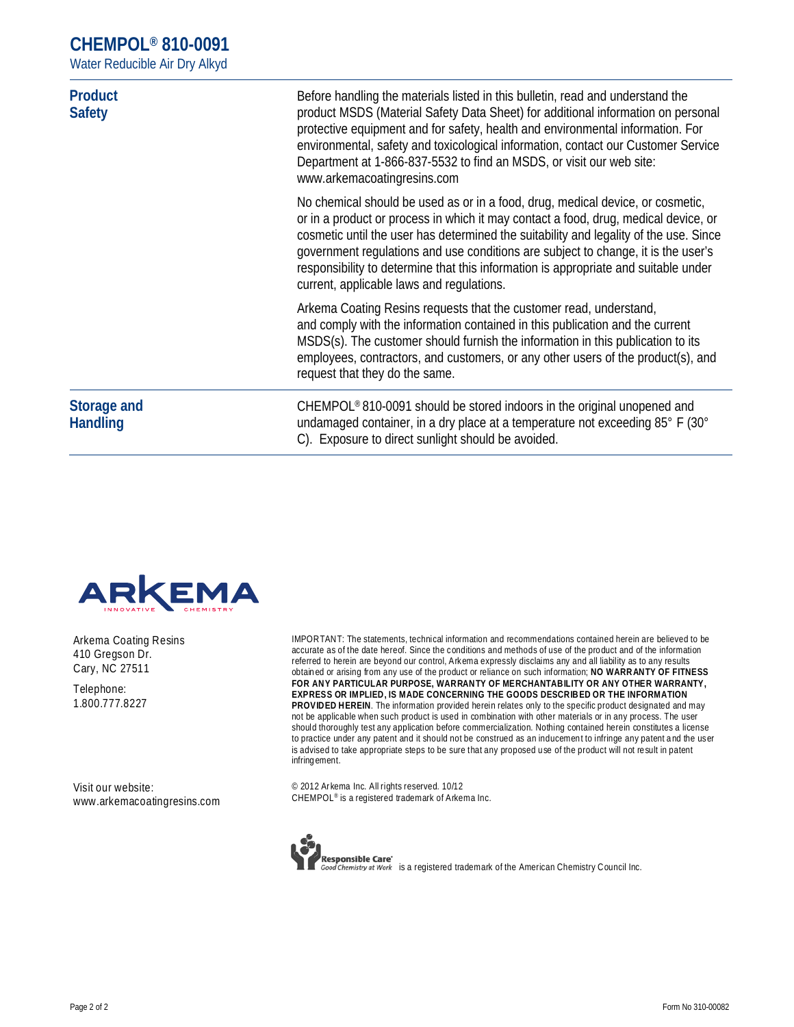# CHEMPOL® 810-0091

Water Reducible Air Dry Alkyd

## Product Safety

Before handling the materials listed in this bulletin, read and understand the product MSDS (Material Safety Data Sheet) for additional information on personal protective equipment and for safety, health and environmental information. For environmental, safety and toxicological information, contact our Customer Service Department at 1-866-837-5532 to find an MSDS, or visit our web site: www.arkemacoatingresins.com

No chemical should be used as or in a food, drug, medical device, or cosmetic, or in a product or process in which it may contact a food, drug, medical device, or cosmetic until the user has determined the suitability and legality of the use. Since government regulations and use conditions are subject to change, it is the user's responsibility to determine that this information is appropriate and suitable under current, applicable laws and regulations.

Arkema Coating Resins requests that the customer read, understand, and comply with the information contained in this publication and the current MSDS(s). The customer should furnish the information in this publication to its employees, contractors, and customers, or any other users of the product(s), and request that they do the same.

## Storage and Handling

CHEMPOL® 810-0091 should be stored indoors in the original unopened and undamaged container, in a dry place at a temperature not exceeding 85° F (30° C). Exposure to direct sunlight should be avoided.

ARKEMA
INNOVATIVE CHEMISTRY

Arkema Coating Resins
410 Gregson Dr.
Cary, NC 27511

Telephone:
1.800.777.8227

Visit our website:
www.arkemacoatingresins.com

IMPORTANT: The statements, technical information and recommendations contained herein are believed to be accurate as of the date hereof. Since the conditions and methods of use of the product and of the information referred to herein are beyond our control, Arkema expressly disclaims any and all liability as to any results obtained or arising from any use of the product or reliance on such information; **NO WARRANTY OF FITNESS FOR ANY PARTICULAR PURPOSE, WARRANTY OF MERCHANTABILITY OR ANY OTHER WARRANTY, EXPRESS OR IMPLIED, IS MADE CONCERNING THE GOODS DESCRIBED OR THE INFORMATION PROVIDED HEREIN**. The information provided herein relates only to the specific product designated and may not be applicable when such product is used in combination with other materials or in any process. The user should thoroughly test any application before commercialization. Nothing contained herein constitutes a license to practice under any patent and it should not be construed as an inducement to infringe any patent and the user is advised to take appropriate steps to be sure that any proposed use of the product will not result in patent infringement.

© 2012 Arkema Inc. All rights reserved. 10/12
CHEMPOL® is a registered trademark of Arkema Inc.

Responsible Care® Good Chemistry at Work is a registered trademark of the American Chemistry Council Inc.

Form No 310-00082